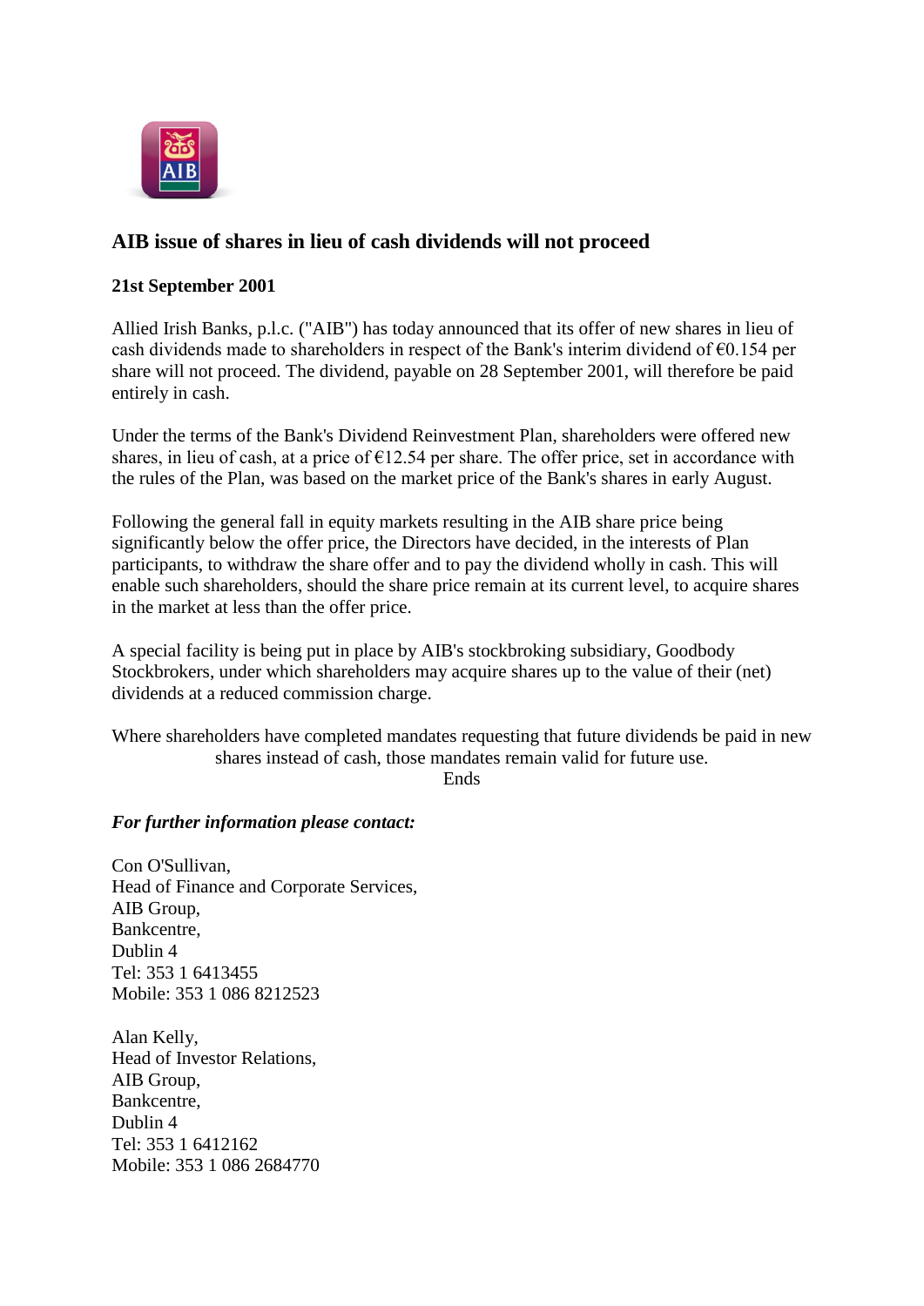## AIB issue of shares in lieu of cash dividends will not proceed

**21st September 2001**

Allied Irish Banks, p.l.c. ("AIB") has today announced that its offer of new shares in lieu of cash dividends made to shareholders in respect of the Bank's interim dividend of €0.154 per share will not proceed. The dividend, payable on 28 September 2001, will therefore be paid entirely in cash.

Under the terms of the Bank's Dividend Reinvestment Plan, shareholders were offered new shares, in lieu of cash, at a price of €12.54 per share. The offer price, set in accordance with the rules of the Plan, was based on the market price of the Bank's shares in early August.

Following the general fall in equity markets resulting in the AIB share price being significantly below the offer price, the Directors have decided, in the interests of Plan participants, to withdraw the share offer and to pay the dividend wholly in cash. This will enable such shareholders, should the share price remain at its current level, to acquire shares in the market at less than the offer price.

A special facility is being put in place by AIB's stockbroking subsidiary, Goodbody Stockbrokers, under which shareholders may acquire shares up to the value of their (net) dividends at a reduced commission charge.

Where shareholders have completed mandates requesting that future dividends be paid in new shares instead of cash, those mandates remain valid for future use.

Ends

***For further information please contact:***

Con O'Sullivan,
Head of Finance and Corporate Services,
AIB Group,
Bankcentre,
Dublin 4
Tel: 353 1 6413455
Mobile: 353 1 086 8212523

Alan Kelly,
Head of Investor Relations,
AIB Group,
Bankcentre,
Dublin 4
Tel: 353 1 6412162
Mobile: 353 1 086 2684770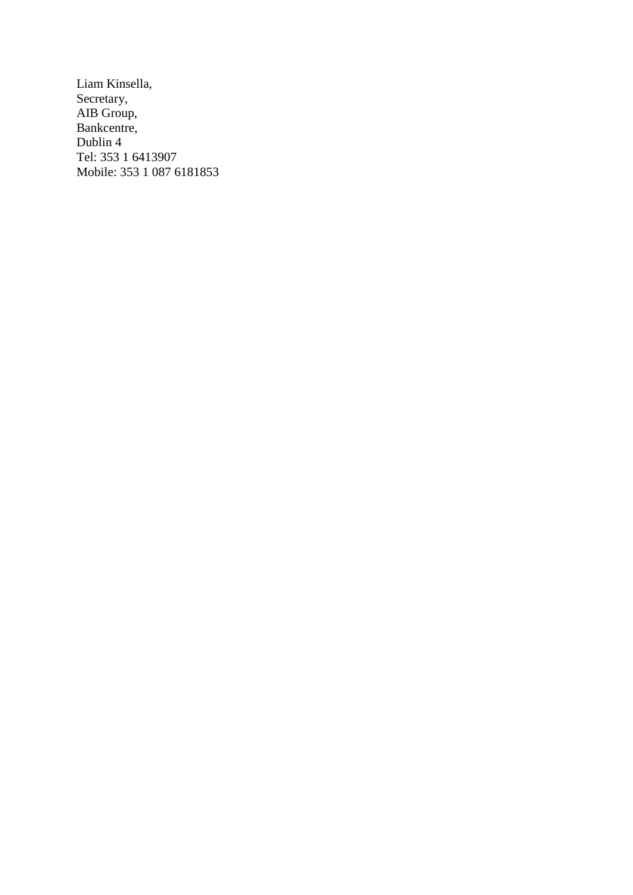Liam Kinsella,
Secretary,
AIB Group,
Bankcentre,
Dublin 4
Tel: 353 1 6413907
Mobile: 353 1 087 6181853